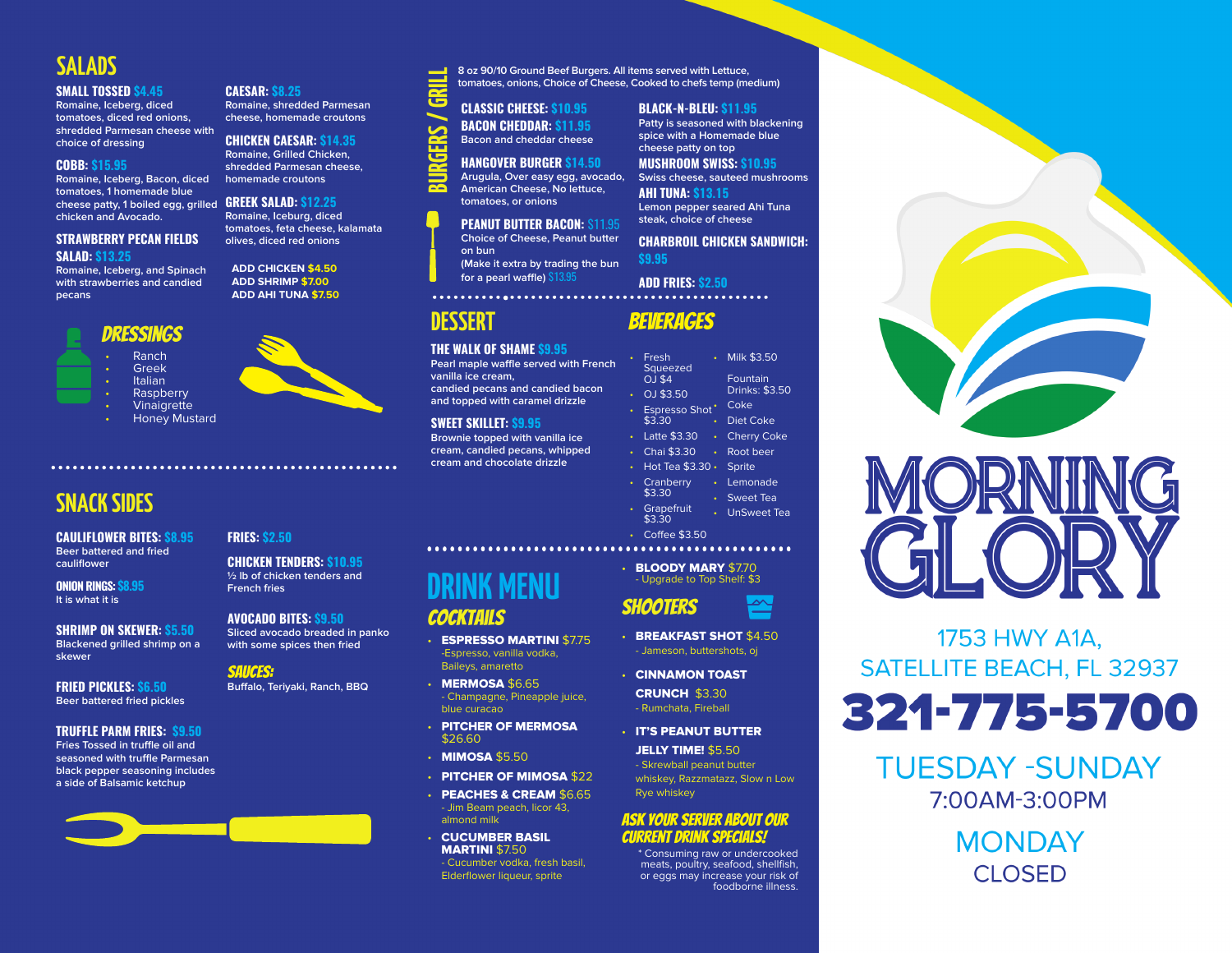## SALADS

**SMALL TOSSED:** $4.45
Romaine, Iceberg, diced tomatoes, diced red onions, shredded Parmesan cheese with choice of dressing

**COBB:** $15.95
Romaine, Iceberg, Bacon, diced tomatoes, 1 homemade blue cheese patty, 1 boiled egg, grilled chicken and Avocado.

**STRAWBERRY PECAN FIELDS SALAD:** $13.25
Romaine, Iceberg, and Spinach with strawberries and candied pecans

**CAESAR:** $8.25
Romaine, shredded Parmesan cheese, homemade croutons

**CHICKEN CAESAR:** $14.35
Romaine, Grilled Chicken, shredded Parmesan cheese, homemade croutons

**GREEK SALAD:** $12.25
Romaine, Iceburg, diced tomatoes, feta cheese, kalamata olives, diced red onions

ADD CHICKEN $4.50
ADD SHRIMP $7.00
ADD AHI TUNA $7.50

### DRESSINGS

- Ranch
- Greek
- Italian
- Raspberry
- Vinaigrette
- Honey Mustard

## SNACK SIDES

**CAULIFLOWER BITES:** $8.95
Beer battered and fried cauliflower

**ONION RINGS:** $8.95
It is what it is

**SHRIMP ON SKEWER:** $5.50
Blackened grilled shrimp on a skewer

**FRIED PICKLES:** $6.50
Beer battered fried pickles

**TRUFFLE PARM FRIES:** $9.50
Fries Tossed in truffle oil and seasoned with truffle Parmesan black pepper seasoning includes a side of Balsamic ketchup

**FRIES:** $2.50

**CHICKEN TENDERS:** $10.95
½ lb of chicken tenders and French fries

**AVOCADO BITES:** $9.50
Sliced avocado breaded in panko with some spices then fried

### SAUCES:
Buffalo, Teriyaki, Ranch, BBQ

## BURGERS / GRILL

8 oz 90/10 Ground Beef Burgers. All items served with Lettuce, tomatoes, onions, Choice of Cheese, Cooked to chefs temp (medium)

**CLASSIC CHEESE:** $10.95

**BACON CHEDDAR:** $11.95
Bacon and cheddar cheese

**HANGOVER BURGER** $14.50
Arugula, Over easy egg, avocado, American Cheese, No lettuce, tomatoes, or onions

**PEANUT BUTTER BACON:** $11.95
Choice of Cheese, Peanut butter on bun
(Make it extra by trading the bun for a pearl waffle) $13.95

**BLACK-N-BLEU:** $11.95
Patty is seasoned with blackening spice with a Homemade blue cheese patty on top

**MUSHROOM SWISS:** $10.95
Swiss cheese, sauteed mushrooms

**AHI TUNA:** $13.15
Lemon pepper seared Ahi Tuna steak, choice of cheese

**CHARBROIL CHICKEN SANDWICH:** $9.95

**ADD FRIES:** $2.50

## DESSERT

**THE WALK OF SHAME** $9.95
Pearl maple waffle served with French vanilla ice cream, candied pecans and candied bacon and topped with caramel drizzle

**SWEET SKILLET:** $9.95
Brownie topped with vanilla ice cream, candied pecans, whipped cream and chocolate drizzle

## BEVERAGES

- Fresh Squeezed OJ $4
- OJ $3.50
- Espresso Shot $3.30
- Latte $3.30
- Chai $3.30
- Hot Tea $3.30
- Cranberry $3.30
- Grapefruit $3.30
- Coffee $3.50
- Milk $3.50

Fountain Drinks: $3.50
- Coke
- Diet Coke
- Cherry Coke
- Root beer
- Sprite
- Lemonade
- Sweet Tea
- UnSweet Tea

## DRINK MENU

### COCKTAILS

- **ESPRESSO MARTINI** $7.75
  - Espresso, vanilla vodka, Baileys, amaretto
- **MERMOSA** $6.65
  - Champagne, Pineapple juice, blue curacao
- **PITCHER OF MERMOSA** $26.60
- **MIMOSA** $5.50
- **PITCHER OF MIMOSA** $22
- **PEACHES & CREAM** $6.65
  - Jim Beam peach, licor 43, almond milk
- **CUCUMBER BASIL MARTINI** $7.50
  - Cucumber vodka, fresh basil, Elderflower liqueur, sprite
- **BLOODY MARY** $7.70
  - Upgrade to Top Shelf: $3

### SHOOTERS

- **BREAKFAST SHOT** $4.50
  - Jameson, buttershots, oj
- **CINNAMON TOAST CRUNCH** $3.30
  - Rumchata, Fireball
- **IT'S PEANUT BUTTER JELLY TIME!** $5.50
  - Skrewball peanut butter whiskey, Razzmatazz, Slow n Low Rye whiskey

**ASK YOUR SERVER ABOUT OUR CURRENT DRINK SPECIALS!**

\* Consuming raw or undercooked meats, poultry, seafood, shellfish, or eggs may increase your risk of foodborne illness.

# MORNING GLORY

1753 HWY A1A,
SATELLITE BEACH, FL 32937

**321-775-5700**

TUESDAY -SUNDAY
7:00AM-3:00PM

MONDAY
CLOSED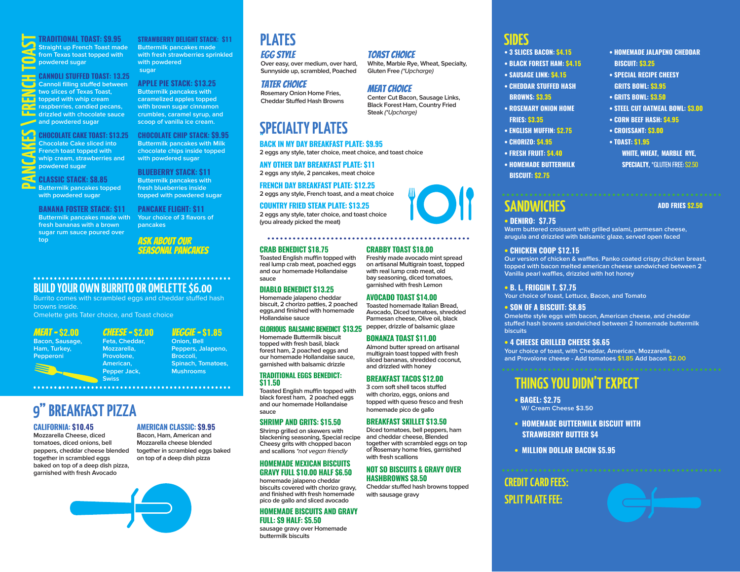# PANCAKES \ FRENCH TOAST

**TRADITIONAL TOAST: $9.95**
Straight up French Toast made from Texas toast topped with powdered sugar

**CANNOLI STUFFED TOAST: 13.25**
Cannoli filling stuffed between two slices of Texas Toast, topped with whip cream raspberries, candied pecans, drizzled with chocolate sauce and powdered sugar

**CHOCOLATE CAKE TOAST: $13.25**
Chocolate Cake sliced into French toast topped with whip cream, strawberries and powdered sugar

**CLASSIC STACK: $8.85**
Buttermilk pancakes topped with powdered sugar

**BANANA FOSTER STACK: $11**
Buttermilk pancakes made with fresh bananas with a brown sugar rum sauce poured over top

**STRAWBERRY DELIGHT STACK: $11**
Buttermilk pancakes made with fresh strawberries sprinkled with powdered sugar

**APPLE PIE STACK: $13.25**
Buttermilk pancakes with caramelized apples topped with brown sugar cinnamon crumbles, caramel syrup, and scoop of vanilla ice cream.

**CHOCOLATE CHIP STACK: $9.95**
Buttermilk pancakes with Milk chocolate chips inside topped with powdered sugar

**BLUEBERRY STACK: $11**
Buttermilk pancakes with fresh blueberries inside topped with powdered sugar

**PANCAKE FLIGHT: $11**
Your choice of 3 flavors of pancakes

***ASK ABOUT OUR SEASONAL PANCAKES***

## BUILD YOUR OWN BURRITO OR OMELETTE $6.00

Burrito comes with scrambled eggs and cheddar stuffed hash browns inside.
Omelette gets Tater choice, and Toast choice

***MEAT - $2.00***
Bacon, Sausage, Ham, Turkey, Pepperoni

***CHEESE - $2.00***
Feta, Cheddar, Mozzarella, Provolone, American, Pepper Jack, Swiss

***VEGGIE - $1.85***
Onion, Bell Peppers, Jalapeno, Broccoli, Spinach, Tomatoes, Mushrooms

## 9" BREAKFAST PIZZA

**CALIFORNIA: $10.45**
Mozzarella Cheese, diced tomatoes, diced onions, bell peppers, cheddar cheese blended together in scrambled eggs baked on top of a deep dish pizza, garnished with fresh Avocado

**AMERICAN CLASSIC: $9.95**
Bacon, Ham, American and Mozzarella cheese blended together in scrambled eggs baked on top of a deep dish pizza

# PLATES

***EGG STYLE***
Over easy, over medium, over hard, Sunnyside up, scrambled, Poached

***TATER CHOICE***
Rosemary Onion Home Fries, Cheddar Stuffed Hash Browns

***TOAST CHOICE***
White, Marble Rye, Wheat, Specialty, Gluten Free *(*Upcharge)*

***MEAT CHOICE***
Center Cut Bacon, Sausage Links, Black Forest Ham, Country Fried Steak *(*Upcharge)*

## SPECIALTY PLATES

**BACK IN MY DAY BREAKFAST PLATE: $9.95**
2 eggs any style, tater choice, meat choice, and toast choice

**ANY OTHER DAY BREAKFAST PLATE: $11**
2 eggs any style, 2 pancakes, meat choice

**FRENCH DAY BREAKFAST PLATE: $12.25**
2 eggs any style, French toast, and a meat choice

**COUNTRY FRIED STEAK PLATE: $13.25**
2 eggs any style, tater choice, and toast choice (you already picked the meat)

**CRAB BENEDICT $18.75**
Toasted English muffin topped with real lump crab meat, poached eggs and our homemade Hollandaise sauce

**DIABLO BENEDICT $13.25**
Homemade jalapeno cheddar biscuit, 2 chorizo patties, 2 poached eggs,and finished with homemade Hollandaise sauce

**GLORIOUS BALSAMIC BENEDICT $13.25**
Homemade Buttermilk biscuit topped with fresh basil, black forest ham, 2 poached eggs and our homemade Hollandaise sauce, garnished with balsamic drizzle

**TRADITIONAL EGGS BENEDICT: $11.50**
Toasted English muffin topped with black forest ham, 2 poached eggs and our homemade Hollandaise sauce

**SHRIMP AND GRITS: $15.50**
Shrimp grilled on skewers with blackening seasoning, Special recipe Cheesy grits with chopped bacon and scallions *\*not vegan friendly*

**HOMEMADE MEXICAN BISCUITS GRAVY FULL $10.00 HALF $6.50**
homemade jalapeno cheddar biscuits covered with chorizo gravy, and finished with fresh homemade pico de gallo and sliced avocado

**HOMEMADE BISCUITS AND GRAVY FULL: $9 HALF: $5.50**
sausage gravy over Homemade buttermilk biscuits

**CRABBY TOAST $18.00**
Freshly made avocado mint spread on artisanal Multigrain toast, topped with real lump crab meat, old bay seasoning, diced tomatoes, garnished with fresh Lemon

**AVOCADO TOAST $14.00**
Toasted homemade Italian Bread, Avocado, Diced tomatoes, shredded Parmesan cheese, Olive oil, black pepper, drizzle of balsamic glaze

**BONANZA TOAST $11.00**
Almond butter spread on artisanal multigrain toast topped with fresh sliced bananas, shredded coconut, and drizzled with honey

**BREAKFAST TACOS $12.00**
3 corn soft shell tacos stuffed with chorizo, eggs, onions and topped with queso fresco and fresh homemade pico de gallo

**BREAKFAST SKILLET $13.50**
Diced tomatoes, bell peppers, ham and cheddar cheese, Blended together with scrambled eggs on top of Rosemary home fries, garnished with fresh scallions

**NOT SO BISCUITS & GRAVY OVER HASHBROWNS $8.50**
Cheddar stuffed hash browns topped with sausage gravy

# SIDES

- **3 SLICES BACON: $4.15**
- **BLACK FOREST HAM: $4.15**
- **SAUSAGE LINK: $4.15**
- **CHEDDAR STUFFED HASH BROWNS: $3.35**
- **ROSEMARY ONION HOME FRIES: $3.35**
- **ENGLISH MUFFIN: $2.75**
- **CHORIZO: $4.95**
- **FRESH FRUIT: $4.40**
- **HOMEMADE BUTTERMILK BISCUIT: $2.75**
- **HOMEMADE JALAPENO CHEDDAR BISCUIT: $3.25**
- **SPECIAL RECIPE CHEESY GRITS BOWL: $3.95**
- **GRITS BOWL: $3.50**
- **STEEL CUT OATMEAL BOWL: $3.00**
- **CORN BEEF HASH: $4.95**
- **CROISSANT: $3.00**
- **TOAST: $1.95**
  WHITE, WHEAT, MARBLE RYE, SPECIALTY, *GLUTEN FREE: $2.50

# SANDWICHES

**ADD FRIES $2.50**

- **DENIRO: $7.75**
  Warm buttered croissant with grilled salami, parmesan cheese, arugula and drizzled with balsamic glaze, served open faced
- **CHICKEN COOP $12.15**
  Our version of chicken & waffles. Panko coated crispy chicken breast, topped with bacon melted american cheese sandwiched between 2 Vanilla pearl waffles, drizzled with hot honey
- **B. L. FRIGGIN T. $7.75**
  Your choice of toast, Lettuce, Bacon, and Tomato
- **SON OF A BISCUIT: $8.85**
  Omelette style eggs with bacon, American cheese, and cheddar stuffed hash browns sandwiched between 2 homemade buttermilk biscuits
- **4 CHEESE GRILLED CHEESE $6.65**
  Your choice of toast, with Cheddar, American, Mozzarella, and Provolone cheese - Add tomatoes $1.85 Add bacon $2.00

# THINGS YOU DIDN'T EXPECT

- **BAGEL: $2.75**
  W/ Cream Cheese $3.50
- **HOMEMADE BUTTERMILK BISCUIT WITH STRAWBERRY BUTTER $4**
- **MILLION DOLLAR BACON $5.95**

**CREDIT CARD FEES:**

**SPLIT PLATE FEE:**